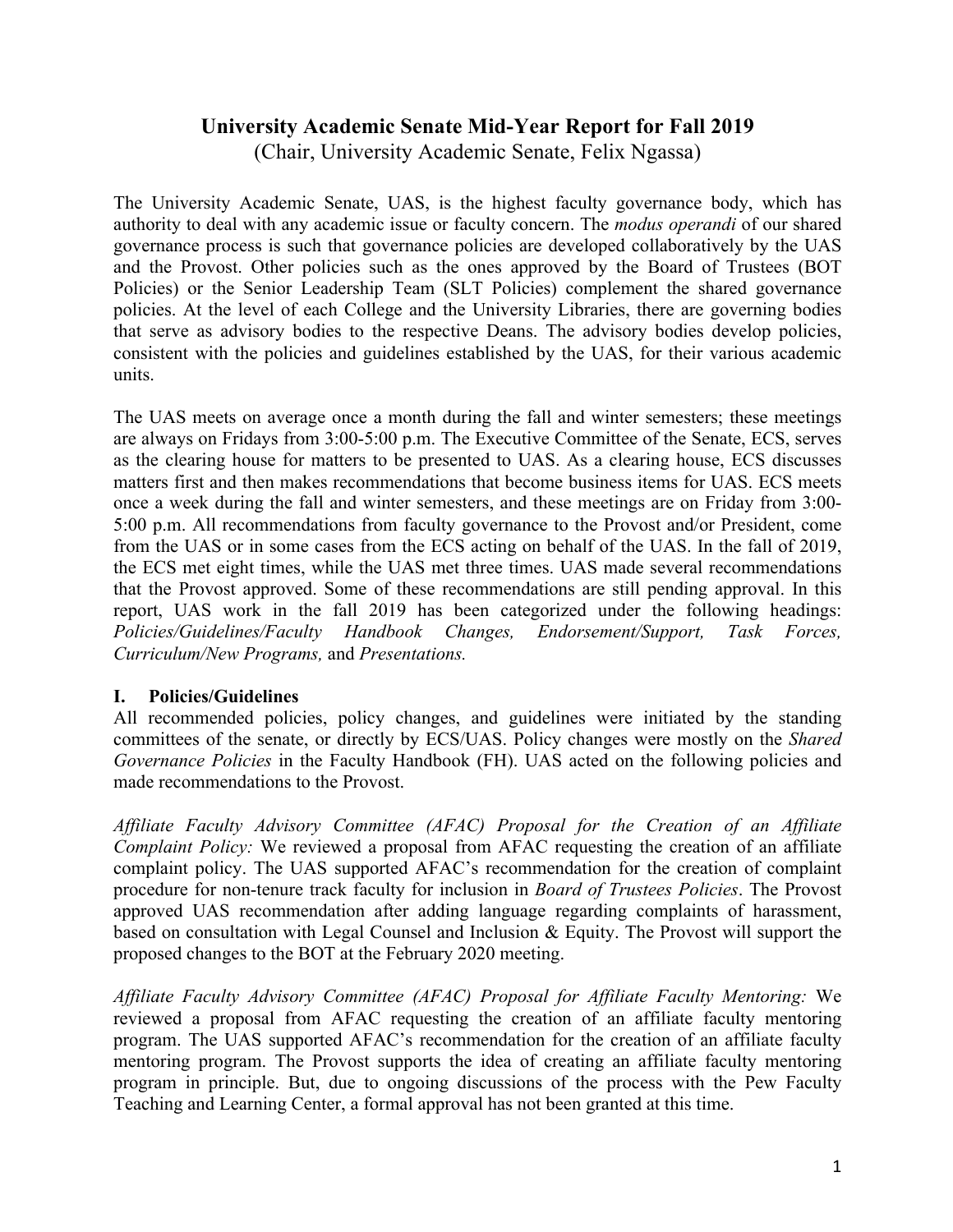# University Academic Senate Mid-Year Report for Fall 2019

(Chair, University Academic Senate, Felix Ngassa)

The University Academic Senate, UAS, is the highest faculty governance body, which has authority to deal with any academic issue or faculty concern. The *modus operandi* of our shared governance process is such that governance policies are developed collaboratively by the UAS and the Provost. Other policies such as the ones approved by the Board of Trustees (BOT Policies) or the Senior Leadership Team (SLT Policies) complement the shared governance policies. At the level of each College and the University Libraries, there are governing bodies that serve as advisory bodies to the respective Deans. The advisory bodies develop policies, consistent with the policies and guidelines established by the UAS, for their various academic units.

The UAS meets on average once a month during the fall and winter semesters; these meetings are always on Fridays from 3:00-5:00 p.m. The Executive Committee of the Senate, ECS, serves as the clearing house for matters to be presented to UAS. As a clearing house, ECS discusses matters first and then makes recommendations that become business items for UAS. ECS meets once a week during the fall and winter semesters, and these meetings are on Friday from 3:00-5:00 p.m. All recommendations from faculty governance to the Provost and/or President, come from the UAS or in some cases from the ECS acting on behalf of the UAS. In the fall of 2019, the ECS met eight times, while the UAS met three times. UAS made several recommendations that the Provost approved. Some of these recommendations are still pending approval. In this report, UAS work in the fall 2019 has been categorized under the following headings: *Policies/Guidelines/Faculty Handbook Changes, Endorsement/Support, Task Forces, Curriculum/New Programs,* and *Presentations.*

## I. Policies/Guidelines

All recommended policies, policy changes, and guidelines were initiated by the standing committees of the senate, or directly by ECS/UAS. Policy changes were mostly on the *Shared Governance Policies* in the Faculty Handbook (FH). UAS acted on the following policies and made recommendations to the Provost.

*Affiliate Faculty Advisory Committee (AFAC) Proposal for the Creation of an Affiliate Complaint Policy:* We reviewed a proposal from AFAC requesting the creation of an affiliate complaint policy. The UAS supported AFAC's recommendation for the creation of complaint procedure for non-tenure track faculty for inclusion in *Board of Trustees Policies*. The Provost approved UAS recommendation after adding language regarding complaints of harassment, based on consultation with Legal Counsel and Inclusion & Equity. The Provost will support the proposed changes to the BOT at the February 2020 meeting.

*Affiliate Faculty Advisory Committee (AFAC) Proposal for Affiliate Faculty Mentoring:* We reviewed a proposal from AFAC requesting the creation of an affiliate faculty mentoring program. The UAS supported AFAC's recommendation for the creation of an affiliate faculty mentoring program. The Provost supports the idea of creating an affiliate faculty mentoring program in principle. But, due to ongoing discussions of the process with the Pew Faculty Teaching and Learning Center, a formal approval has not been granted at this time.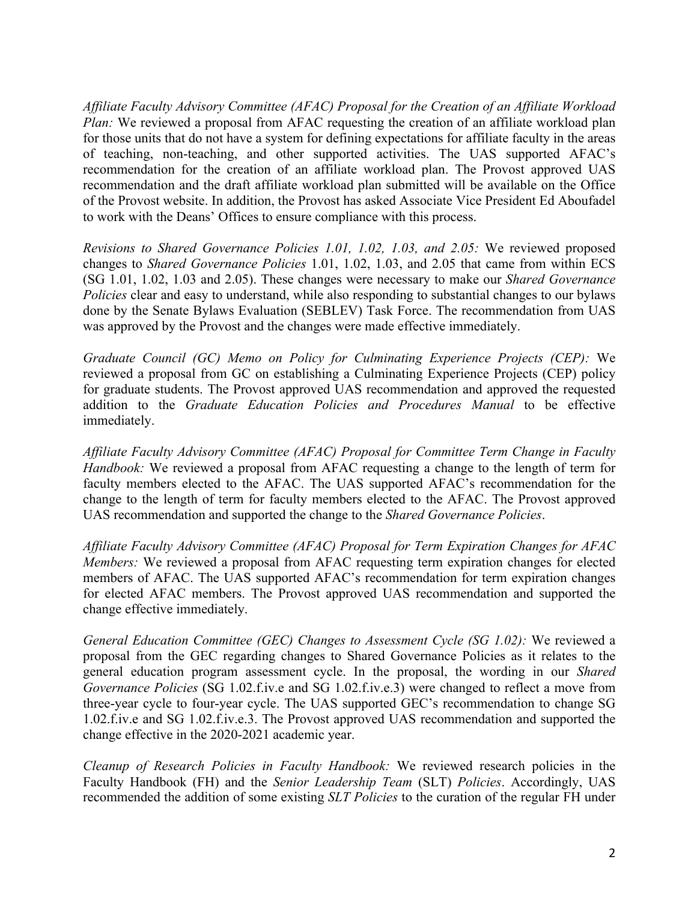*Affiliate Faculty Advisory Committee (AFAC) Proposal for the Creation of an Affiliate Workload Plan:* We reviewed a proposal from AFAC requesting the creation of an affiliate workload plan for those units that do not have a system for defining expectations for affiliate faculty in the areas of teaching, non-teaching, and other supported activities. The UAS supported AFAC's recommendation for the creation of an affiliate workload plan. The Provost approved UAS recommendation and the draft affiliate workload plan submitted will be available on the Office of the Provost website. In addition, the Provost has asked Associate Vice President Ed Aboufadel to work with the Deans' Offices to ensure compliance with this process.

*Revisions to Shared Governance Policies 1.01, 1.02, 1.03, and 2.05:* We reviewed proposed changes to *Shared Governance Policies* 1.01, 1.02, 1.03, and 2.05 that came from within ECS (SG 1.01, 1.02, 1.03 and 2.05). These changes were necessary to make our *Shared Governance Policies* clear and easy to understand, while also responding to substantial changes to our bylaws done by the Senate Bylaws Evaluation (SEBLEV) Task Force. The recommendation from UAS was approved by the Provost and the changes were made effective immediately.

*Graduate Council (GC) Memo on Policy for Culminating Experience Projects (CEP):* We reviewed a proposal from GC on establishing a Culminating Experience Projects (CEP) policy for graduate students. The Provost approved UAS recommendation and approved the requested addition to the *Graduate Education Policies and Procedures Manual* to be effective immediately.

*Affiliate Faculty Advisory Committee (AFAC) Proposal for Committee Term Change in Faculty Handbook:* We reviewed a proposal from AFAC requesting a change to the length of term for faculty members elected to the AFAC. The UAS supported AFAC's recommendation for the change to the length of term for faculty members elected to the AFAC. The Provost approved UAS recommendation and supported the change to the *Shared Governance Policies*.

*Affiliate Faculty Advisory Committee (AFAC) Proposal for Term Expiration Changes for AFAC Members:* We reviewed a proposal from AFAC requesting term expiration changes for elected members of AFAC. The UAS supported AFAC's recommendation for term expiration changes for elected AFAC members. The Provost approved UAS recommendation and supported the change effective immediately.

*General Education Committee (GEC) Changes to Assessment Cycle (SG 1.02):* We reviewed a proposal from the GEC regarding changes to Shared Governance Policies as it relates to the general education program assessment cycle. In the proposal, the wording in our *Shared Governance Policies* (SG 1.02.f.iv.e and SG 1.02.f.iv.e.3) were changed to reflect a move from three-year cycle to four-year cycle. The UAS supported GEC's recommendation to change SG 1.02.f.iv.e and SG 1.02.f.iv.e.3. The Provost approved UAS recommendation and supported the change effective in the 2020-2021 academic year.

*Cleanup of Research Policies in Faculty Handbook:* We reviewed research policies in the Faculty Handbook (FH) and the *Senior Leadership Team* (SLT) *Policies*. Accordingly, UAS recommended the addition of some existing *SLT Policies* to the curation of the regular FH under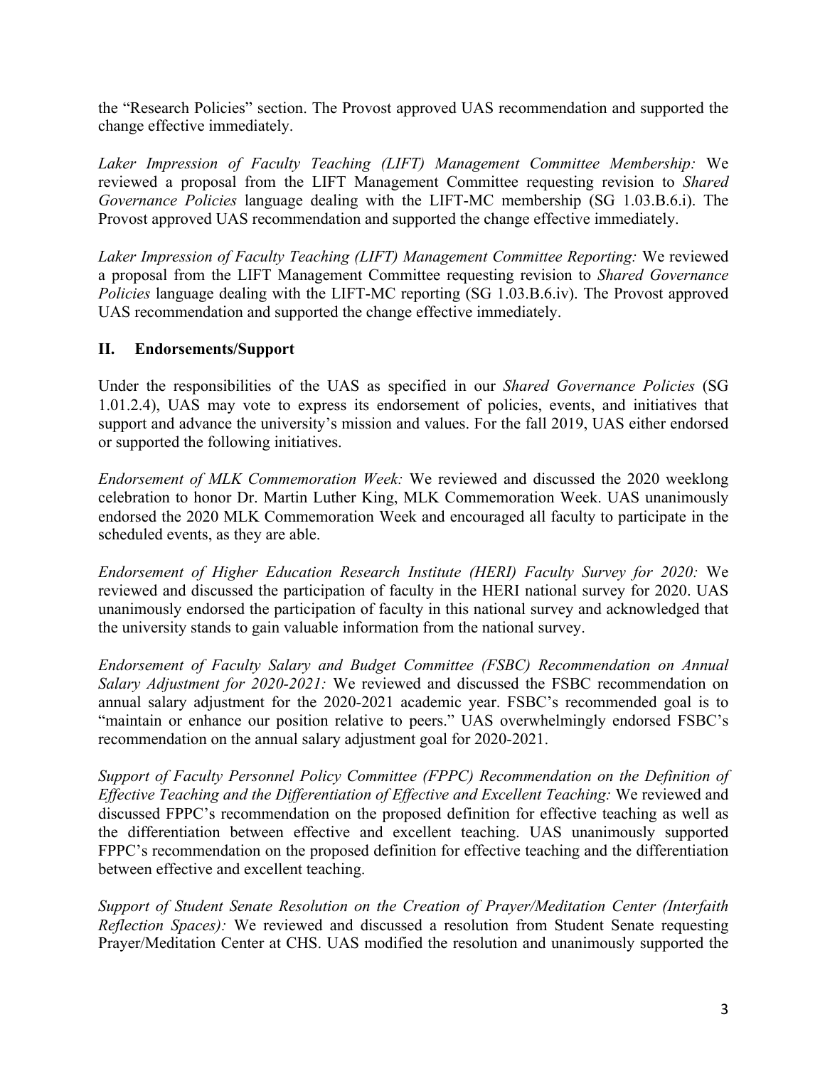the "Research Policies" section. The Provost approved UAS recommendation and supported the change effective immediately.

*Laker Impression of Faculty Teaching (LIFT) Management Committee Membership:* We reviewed a proposal from the LIFT Management Committee requesting revision to *Shared Governance Policies* language dealing with the LIFT-MC membership (SG 1.03.B.6.i). The Provost approved UAS recommendation and supported the change effective immediately.

*Laker Impression of Faculty Teaching (LIFT) Management Committee Reporting:* We reviewed a proposal from the LIFT Management Committee requesting revision to *Shared Governance Policies* language dealing with the LIFT-MC reporting (SG 1.03.B.6.iv). The Provost approved UAS recommendation and supported the change effective immediately.

## II. Endorsements/Support

Under the responsibilities of the UAS as specified in our *Shared Governance Policies* (SG 1.01.2.4), UAS may vote to express its endorsement of policies, events, and initiatives that support and advance the university's mission and values. For the fall 2019, UAS either endorsed or supported the following initiatives.

*Endorsement of MLK Commemoration Week:* We reviewed and discussed the 2020 weeklong celebration to honor Dr. Martin Luther King, MLK Commemoration Week. UAS unanimously endorsed the 2020 MLK Commemoration Week and encouraged all faculty to participate in the scheduled events, as they are able.

*Endorsement of Higher Education Research Institute (HERI) Faculty Survey for 2020:* We reviewed and discussed the participation of faculty in the HERI national survey for 2020. UAS unanimously endorsed the participation of faculty in this national survey and acknowledged that the university stands to gain valuable information from the national survey.

*Endorsement of Faculty Salary and Budget Committee (FSBC) Recommendation on Annual Salary Adjustment for 2020-2021:* We reviewed and discussed the FSBC recommendation on annual salary adjustment for the 2020-2021 academic year. FSBC's recommended goal is to "maintain or enhance our position relative to peers." UAS overwhelmingly endorsed FSBC's recommendation on the annual salary adjustment goal for 2020-2021.

*Support of Faculty Personnel Policy Committee (FPPC) Recommendation on the Definition of Effective Teaching and the Differentiation of Effective and Excellent Teaching:* We reviewed and discussed FPPC's recommendation on the proposed definition for effective teaching as well as the differentiation between effective and excellent teaching. UAS unanimously supported FPPC's recommendation on the proposed definition for effective teaching and the differentiation between effective and excellent teaching.

*Support of Student Senate Resolution on the Creation of Prayer/Meditation Center (Interfaith Reflection Spaces):* We reviewed and discussed a resolution from Student Senate requesting Prayer/Meditation Center at CHS. UAS modified the resolution and unanimously supported the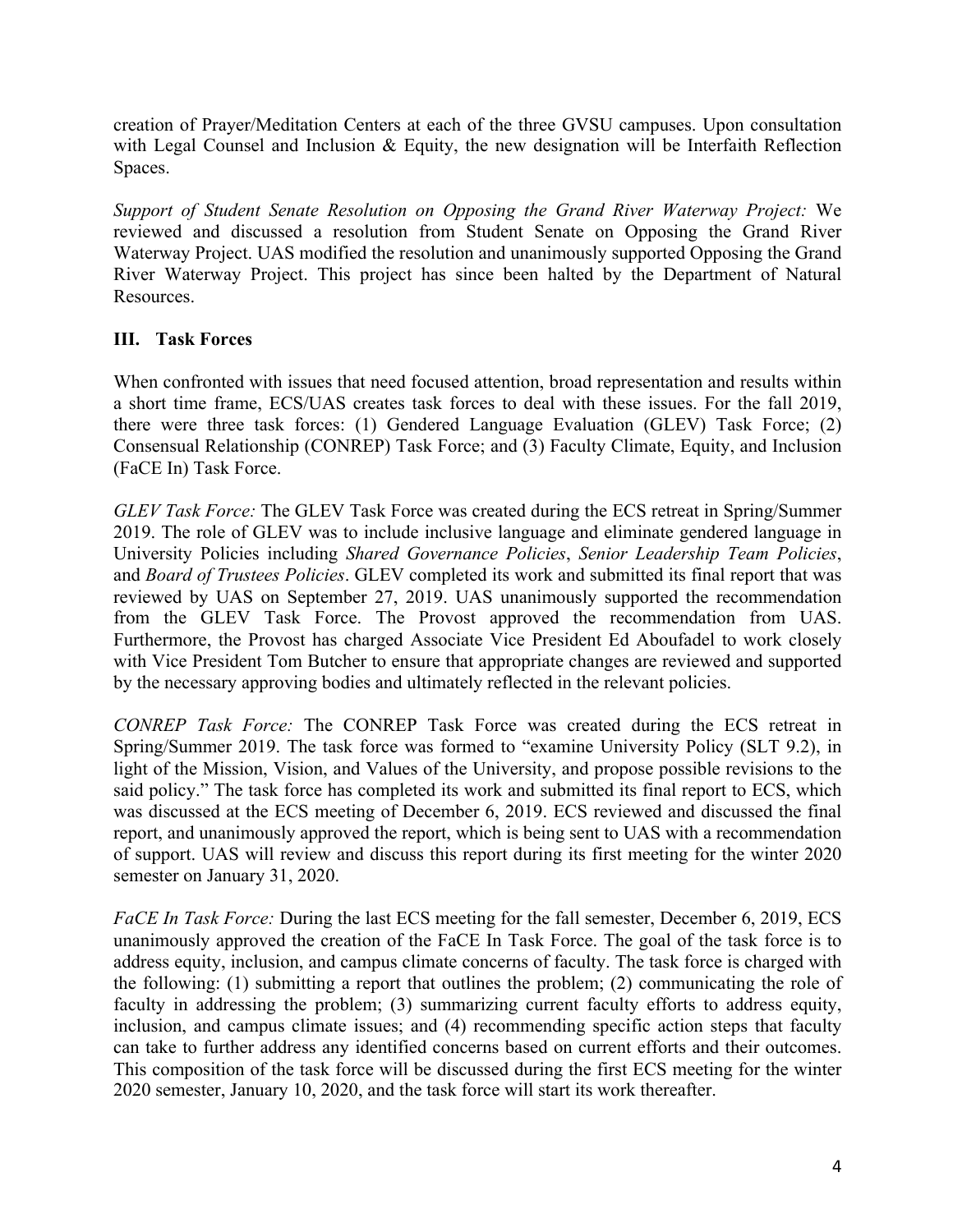creation of Prayer/Meditation Centers at each of the three GVSU campuses. Upon consultation with Legal Counsel and Inclusion & Equity, the new designation will be Interfaith Reflection Spaces.

*Support of Student Senate Resolution on Opposing the Grand River Waterway Project:* We reviewed and discussed a resolution from Student Senate on Opposing the Grand River Waterway Project. UAS modified the resolution and unanimously supported Opposing the Grand River Waterway Project. This project has since been halted by the Department of Natural Resources.

## III. Task Forces

When confronted with issues that need focused attention, broad representation and results within a short time frame, ECS/UAS creates task forces to deal with these issues. For the fall 2019, there were three task forces: (1) Gendered Language Evaluation (GLEV) Task Force; (2) Consensual Relationship (CONREP) Task Force; and (3) Faculty Climate, Equity, and Inclusion (FaCE In) Task Force.

*GLEV Task Force:* The GLEV Task Force was created during the ECS retreat in Spring/Summer 2019. The role of GLEV was to include inclusive language and eliminate gendered language in University Policies including *Shared Governance Policies*, *Senior Leadership Team Policies*, and *Board of Trustees Policies*. GLEV completed its work and submitted its final report that was reviewed by UAS on September 27, 2019. UAS unanimously supported the recommendation from the GLEV Task Force. The Provost approved the recommendation from UAS. Furthermore, the Provost has charged Associate Vice President Ed Aboufadel to work closely with Vice President Tom Butcher to ensure that appropriate changes are reviewed and supported by the necessary approving bodies and ultimately reflected in the relevant policies.

*CONREP Task Force:* The CONREP Task Force was created during the ECS retreat in Spring/Summer 2019. The task force was formed to "examine University Policy (SLT 9.2), in light of the Mission, Vision, and Values of the University, and propose possible revisions to the said policy." The task force has completed its work and submitted its final report to ECS, which was discussed at the ECS meeting of December 6, 2019. ECS reviewed and discussed the final report, and unanimously approved the report, which is being sent to UAS with a recommendation of support. UAS will review and discuss this report during its first meeting for the winter 2020 semester on January 31, 2020.

*FaCE In Task Force:* During the last ECS meeting for the fall semester, December 6, 2019, ECS unanimously approved the creation of the FaCE In Task Force. The goal of the task force is to address equity, inclusion, and campus climate concerns of faculty. The task force is charged with the following: (1) submitting a report that outlines the problem; (2) communicating the role of faculty in addressing the problem; (3) summarizing current faculty efforts to address equity, inclusion, and campus climate issues; and (4) recommending specific action steps that faculty can take to further address any identified concerns based on current efforts and their outcomes. This composition of the task force will be discussed during the first ECS meeting for the winter 2020 semester, January 10, 2020, and the task force will start its work thereafter.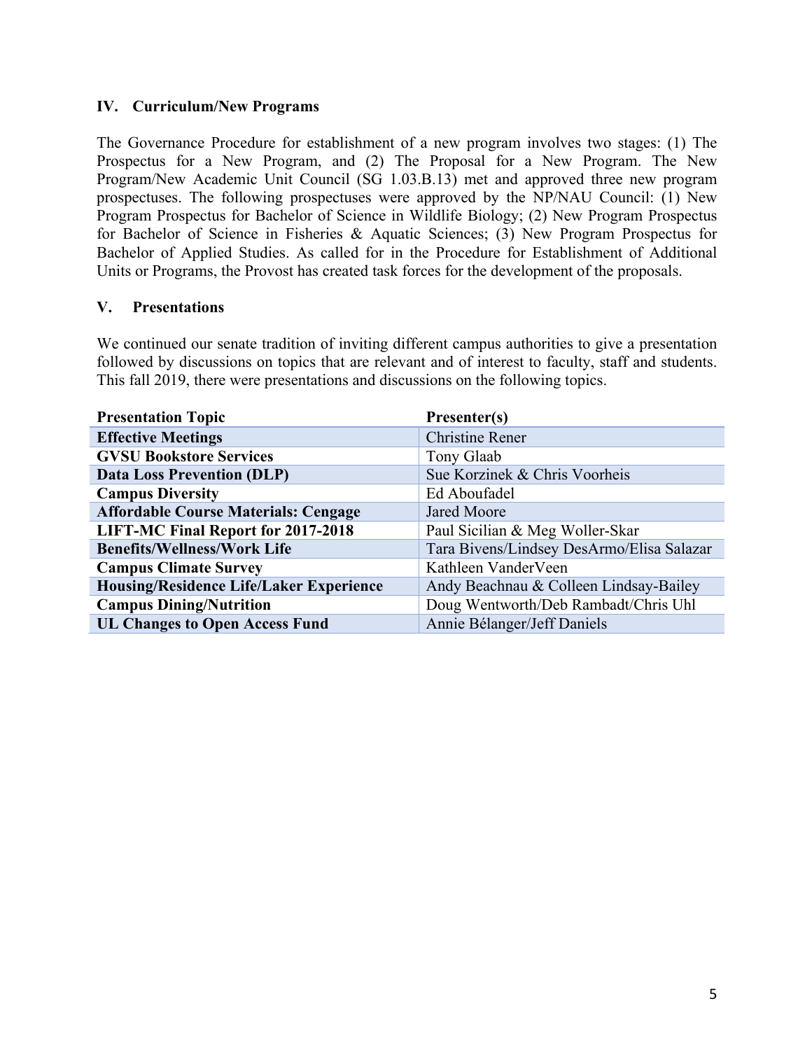## IV. Curriculum/New Programs

The Governance Procedure for establishment of a new program involves two stages: (1) The Prospectus for a New Program, and (2) The Proposal for a New Program. The New Program/New Academic Unit Council (SG 1.03.B.13) met and approved three new program prospectuses. The following prospectuses were approved by the NP/NAU Council: (1) New Program Prospectus for Bachelor of Science in Wildlife Biology; (2) New Program Prospectus for Bachelor of Science in Fisheries & Aquatic Sciences; (3) New Program Prospectus for Bachelor of Applied Studies. As called for in the Procedure for Establishment of Additional Units or Programs, the Provost has created task forces for the development of the proposals.

## V. Presentations

We continued our senate tradition of inviting different campus authorities to give a presentation followed by discussions on topics that are relevant and of interest to faculty, staff and students. This fall 2019, there were presentations and discussions on the following topics.

| Presentation Topic | Presenter(s) |
|---|---|
| **Effective Meetings** | Christine Rener |
| **GVSU Bookstore Services** | Tony Glaab |
| **Data Loss Prevention (DLP)** | Sue Korzinek & Chris Voorheis |
| **Campus Diversity** | Ed Aboufadel |
| **Affordable Course Materials: Cengage** | Jared Moore |
| **LIFT-MC Final Report for 2017-2018** | Paul Sicilian & Meg Woller-Skar |
| **Benefits/Wellness/Work Life** | Tara Bivens/Lindsey DesArmo/Elisa Salazar |
| **Campus Climate Survey** | Kathleen VanderVeen |
| **Housing/Residence Life/Laker Experience** | Andy Beachnau & Colleen Lindsay-Bailey |
| **Campus Dining/Nutrition** | Doug Wentworth/Deb Rambadt/Chris Uhl |
| **UL Changes to Open Access Fund** | Annie Bélanger/Jeff Daniels |